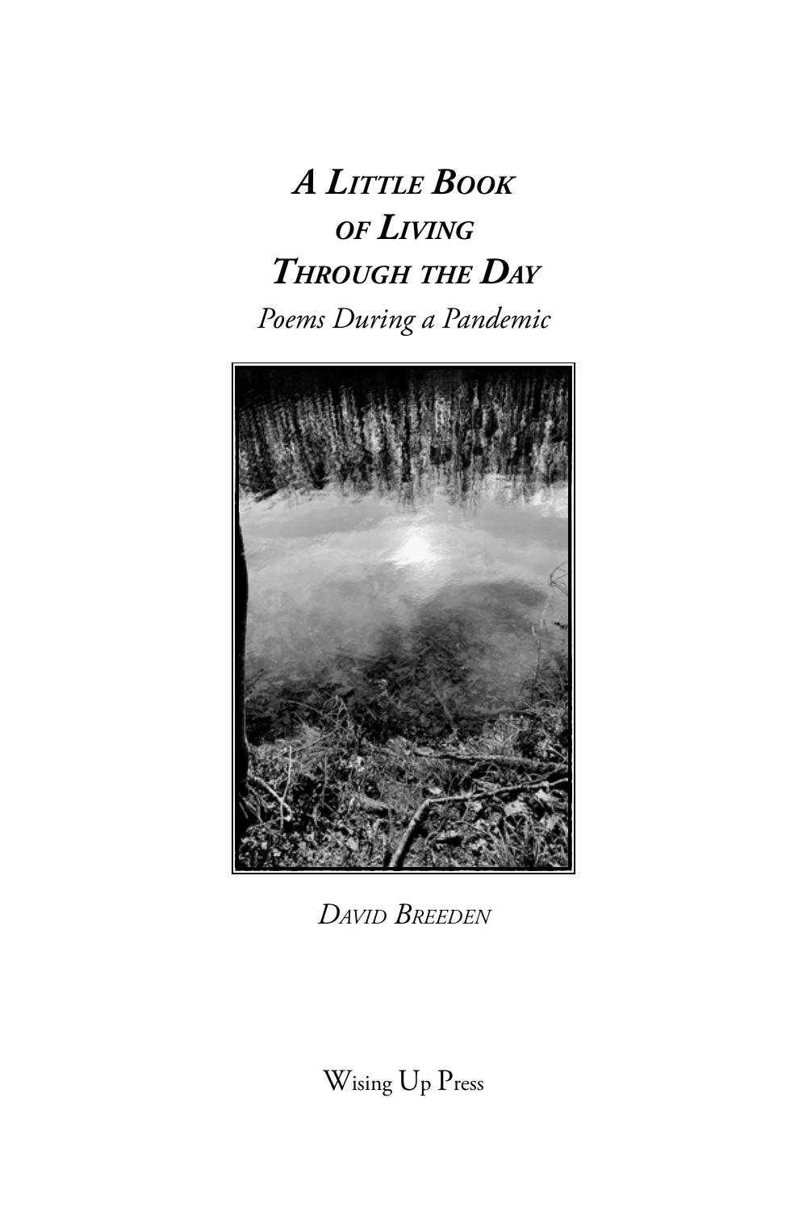# *A Little Book of Living Through the Day*

*Poems During a Pandemic*

*David Breeden*

Wising Up Press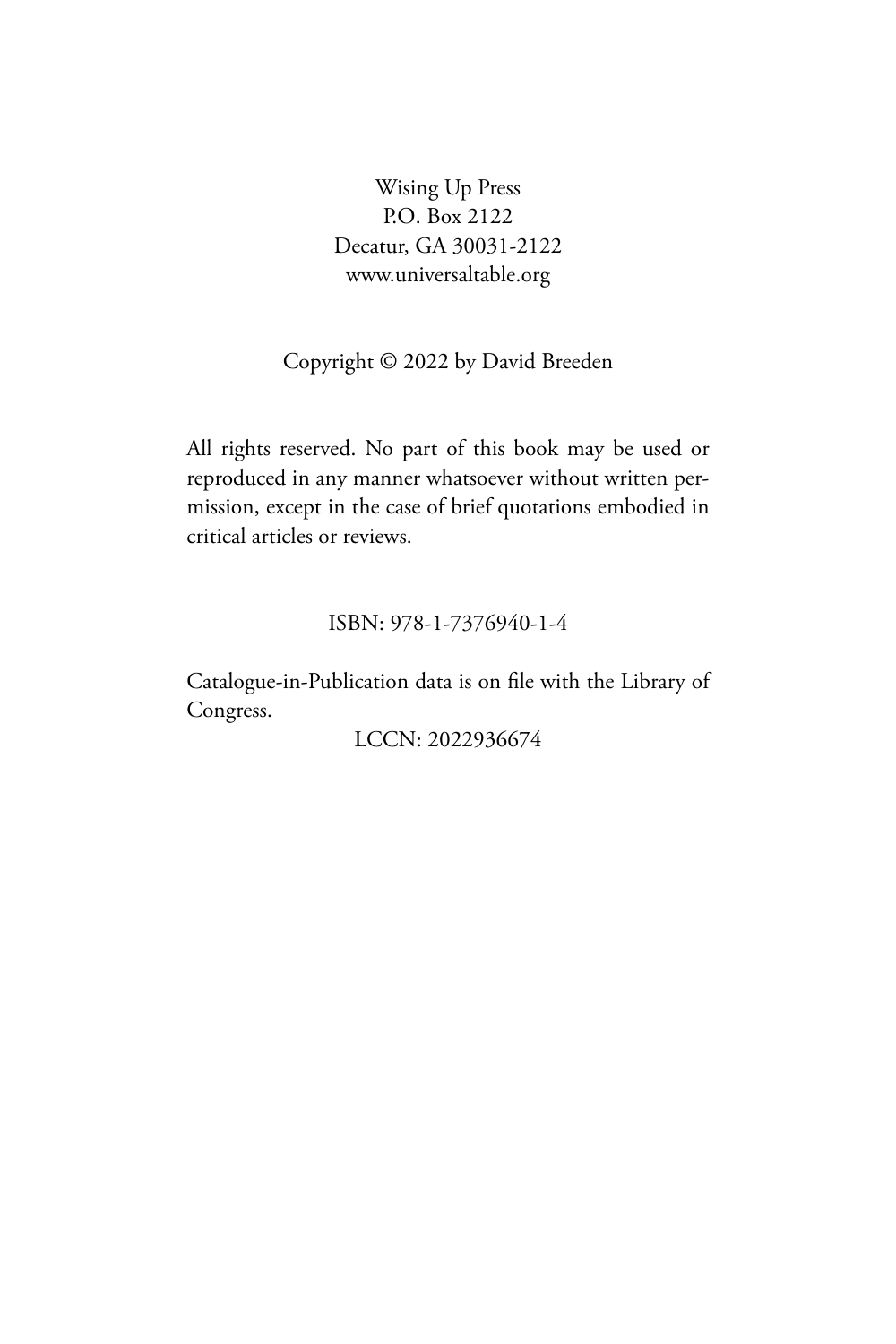Wising Up Press
P.O. Box 2122
Decatur, GA 30031-2122
www.universaltable.org

Copyright © 2022 by David Breeden

All rights reserved. No part of this book may be used or reproduced in any manner whatsoever without written permission, except in the case of brief quotations embodied in critical articles or reviews.

ISBN: 978-1-7376940-1-4

Catalogue-in-Publication data is on file with the Library of Congress.

LCCN: 2022936674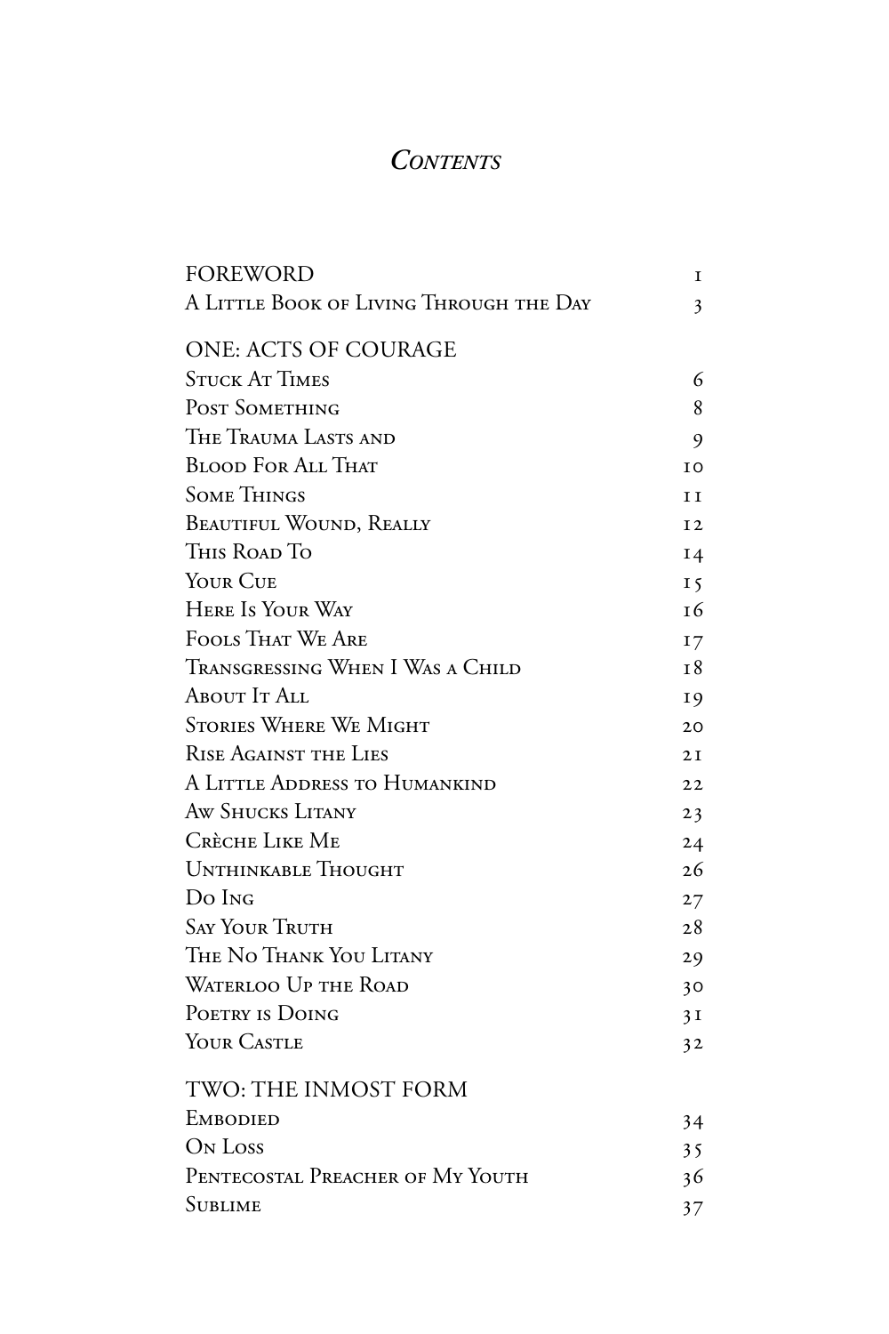# *Contents*

| | |
|---|---|
| FOREWORD | 1 |
| A Little Book of Living Through the Day | 3 |
| **ONE: ACTS OF COURAGE** | |
| Stuck At Times | 6 |
| Post Something | 8 |
| The Trauma Lasts and | 9 |
| Blood For All That | 10 |
| Some Things | 11 |
| Beautiful Wound, Really | 12 |
| This Road To | 14 |
| Your Cue | 15 |
| Here Is Your Way | 16 |
| Fools That We Are | 17 |
| Transgressing When I Was a Child | 18 |
| About It All | 19 |
| Stories Where We Might | 20 |
| Rise Against the Lies | 21 |
| A Little Address to Humankind | 22 |
| Aw Shucks Litany | 23 |
| Crèche Like Me | 24 |
| Unthinkable Thought | 26 |
| Do Ing | 27 |
| Say Your Truth | 28 |
| The No Thank You Litany | 29 |
| Waterloo Up the Road | 30 |
| Poetry is Doing | 31 |
| Your Castle | 32 |
| **TWO: THE INMOST FORM** | |
| Embodied | 34 |
| On Loss | 35 |
| Pentecostal Preacher of My Youth | 36 |
| Sublime | 37 |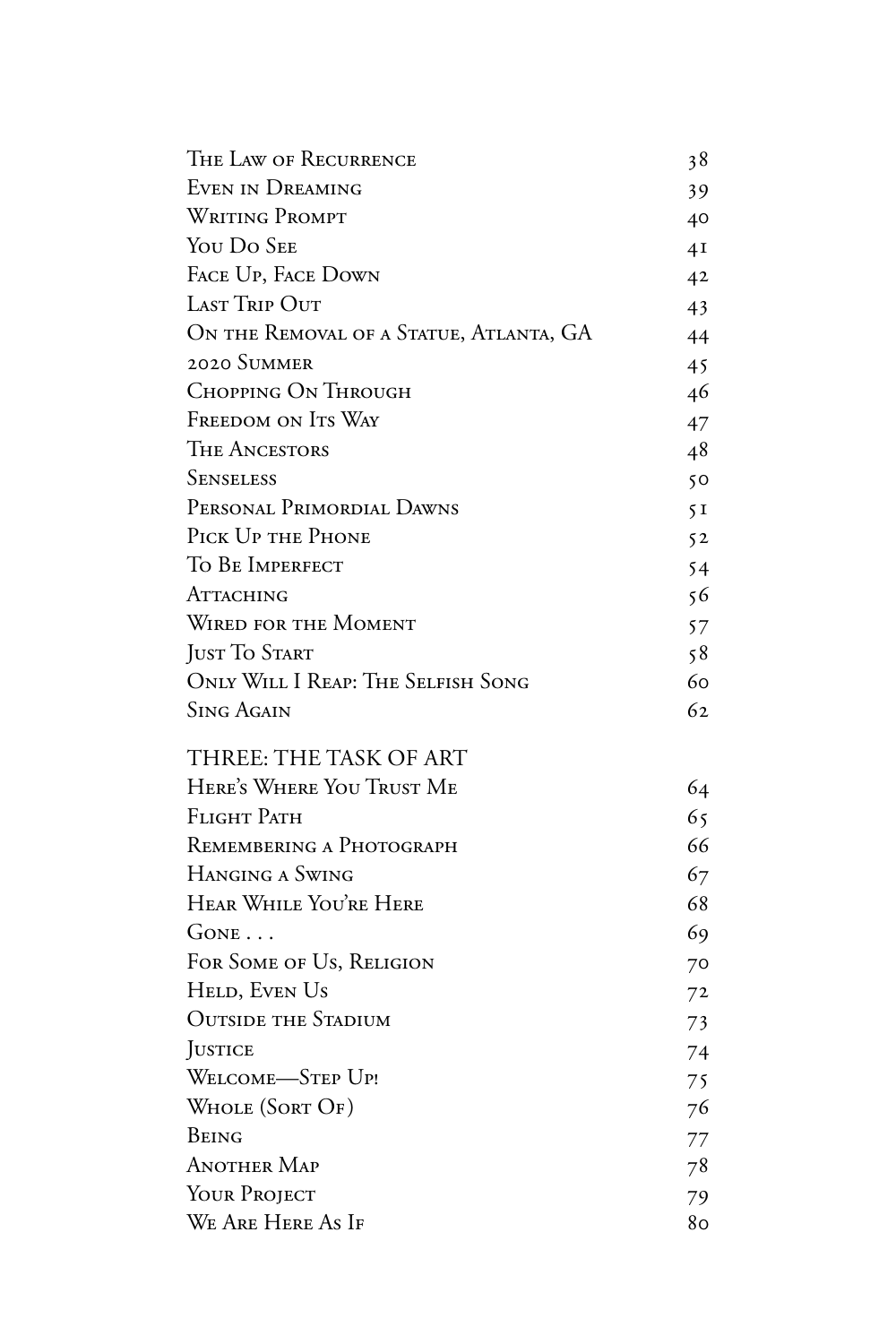The Law of Recurrence 38
Even in Dreaming 39
Writing Prompt 40
You Do See 41
Face Up, Face Down 42
Last Trip Out 43
On the Removal of a Statue, Atlanta, GA 44
2020 Summer 45
Chopping On Through 46
Freedom on Its Way 47
The Ancestors 48
Senseless 50
Personal Primordial Dawns 51
Pick Up the Phone 52
To Be Imperfect 54
Attaching 56
Wired for the Moment 57
Just To Start 58
Only Will I Reap: The Selfish Song 60
Sing Again 62

## THREE: THE TASK OF ART

Here's Where You Trust Me 64
Flight Path 65
Remembering a Photograph 66
Hanging a Swing 67
Hear While You're Here 68
Gone . . . 69
For Some of Us, Religion 70
Held, Even Us 72
Outside the Stadium 73
Justice 74
Welcome—Step Up! 75
Whole (Sort Of) 76
Being 77
Another Map 78
Your Project 79
We Are Here As If 80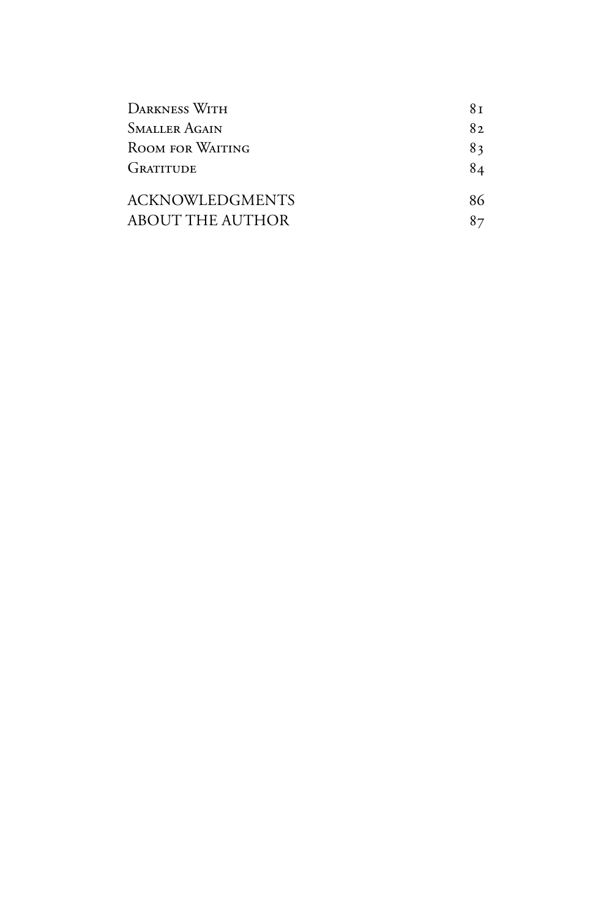| | |
|---|---|
| Darkness With | 81 |
| Smaller Again | 82 |
| Room for Waiting | 83 |
| Gratitude | 84 |
| ACKNOWLEDGMENTS | 86 |
| ABOUT THE AUTHOR | 87 |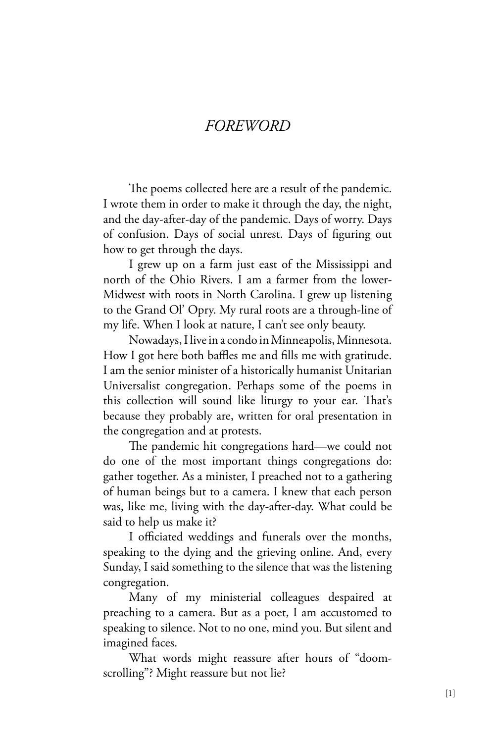# *FOREWORD*

The poems collected here are a result of the pandemic. I wrote them in order to make it through the day, the night, and the day-after-day of the pandemic. Days of worry. Days of confusion. Days of social unrest. Days of figuring out how to get through the days.

I grew up on a farm just east of the Mississippi and north of the Ohio Rivers. I am a farmer from the lower-Midwest with roots in North Carolina. I grew up listening to the Grand Ol' Opry. My rural roots are a through-line of my life. When I look at nature, I can't see only beauty.

Nowadays, I live in a condo in Minneapolis, Minnesota. How I got here both baffles me and fills me with gratitude. I am the senior minister of a historically humanist Unitarian Universalist congregation. Perhaps some of the poems in this collection will sound like liturgy to your ear. That's because they probably are, written for oral presentation in the congregation and at protests.

The pandemic hit congregations hard—we could not do one of the most important things congregations do: gather together. As a minister, I preached not to a gathering of human beings but to a camera. I knew that each person was, like me, living with the day-after-day. What could be said to help us make it?

I officiated weddings and funerals over the months, speaking to the dying and the grieving online. And, every Sunday, I said something to the silence that was the listening congregation.

Many of my ministerial colleagues despaired at preaching to a camera. But as a poet, I am accustomed to speaking to silence. Not to no one, mind you. But silent and imagined faces.

What words might reassure after hours of "doom-scrolling"? Might reassure but not lie?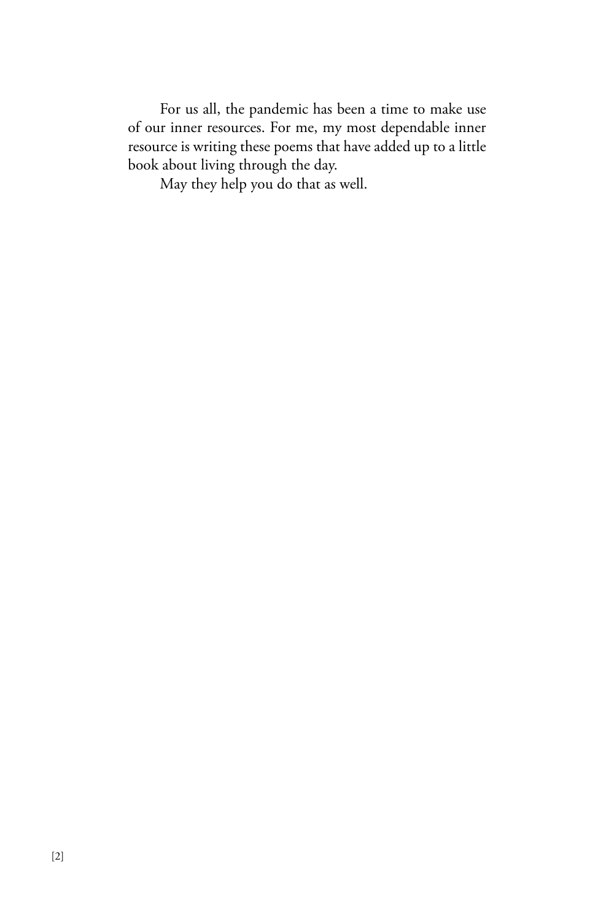For us all, the pandemic has been a time to make use of our inner resources. For me, my most dependable inner resource is writing these poems that have added up to a little book about living through the day.

May they help you do that as well.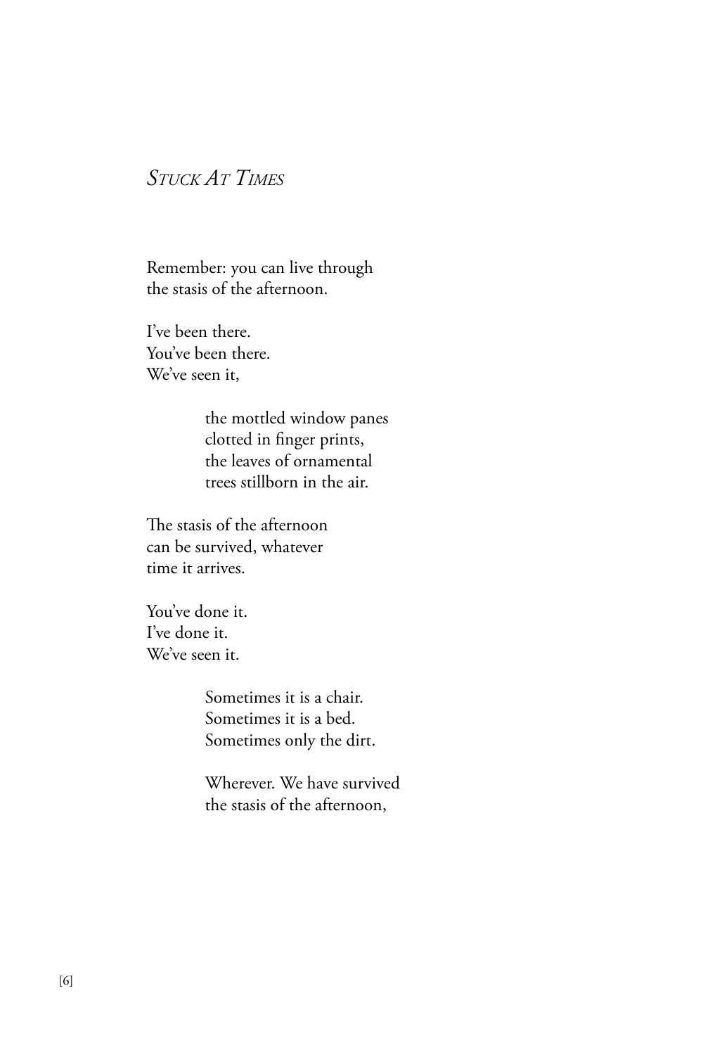## *Stuck At Times*

Remember: you can live through  
the stasis of the afternoon.

I've been there.  
You've been there.  
We've seen it,

> the mottled window panes  
> clotted in finger prints,  
> the leaves of ornamental  
> trees stillborn in the air.

The stasis of the afternoon  
can be survived, whatever  
time it arrives.

You've done it.  
I've done it.  
We've seen it.

> Sometimes it is a chair.  
> Sometimes it is a bed.  
> Sometimes only the dirt.
>
> Wherever. We have survived  
> the stasis of the afternoon,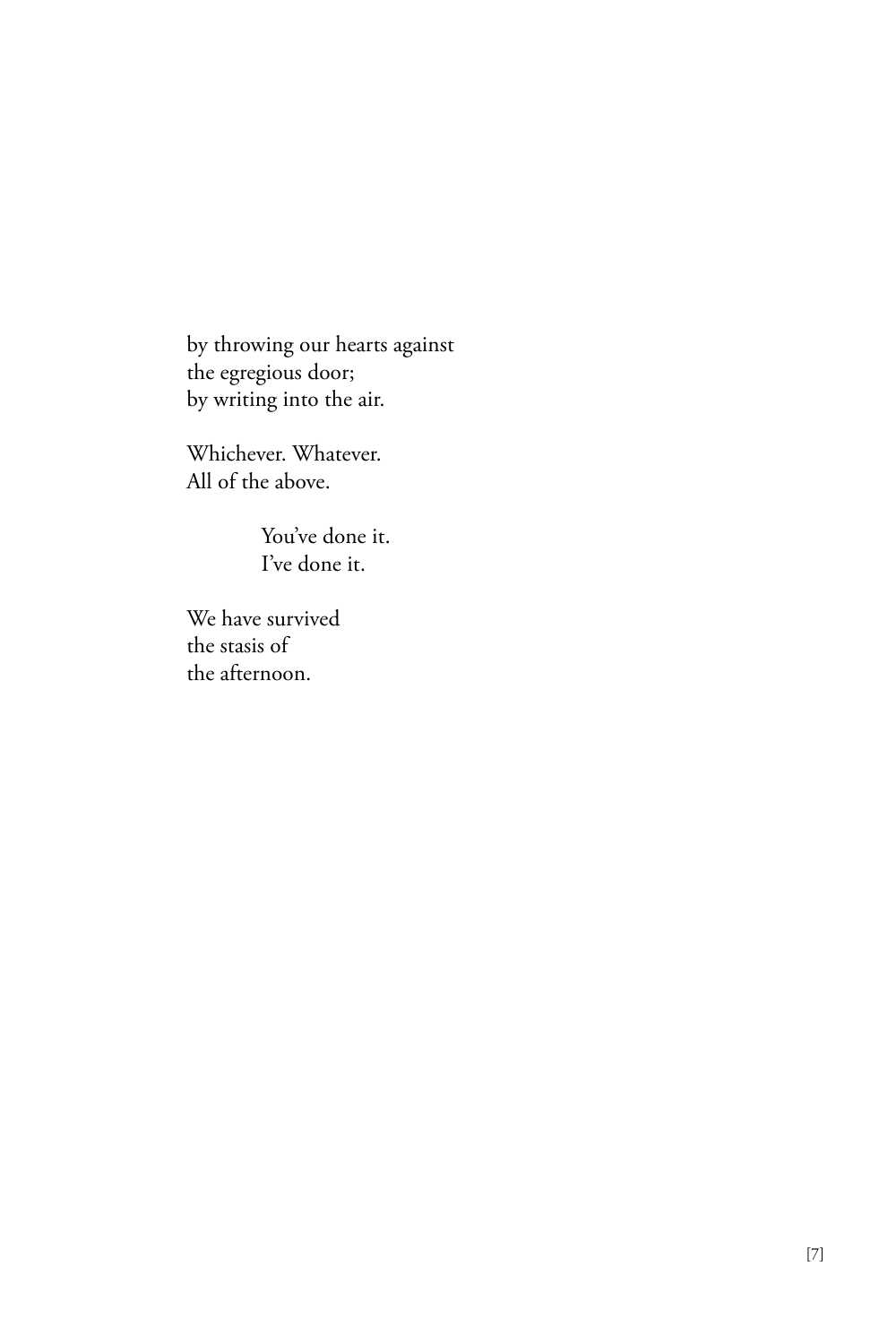by throwing our hearts against  
the egregious door;  
by writing into the air.

Whichever. Whatever.  
All of the above.

&emsp;&emsp;&emsp;&emsp;You've done it.  
&emsp;&emsp;&emsp;&emsp;I've done it.

We have survived  
the stasis of  
the afternoon.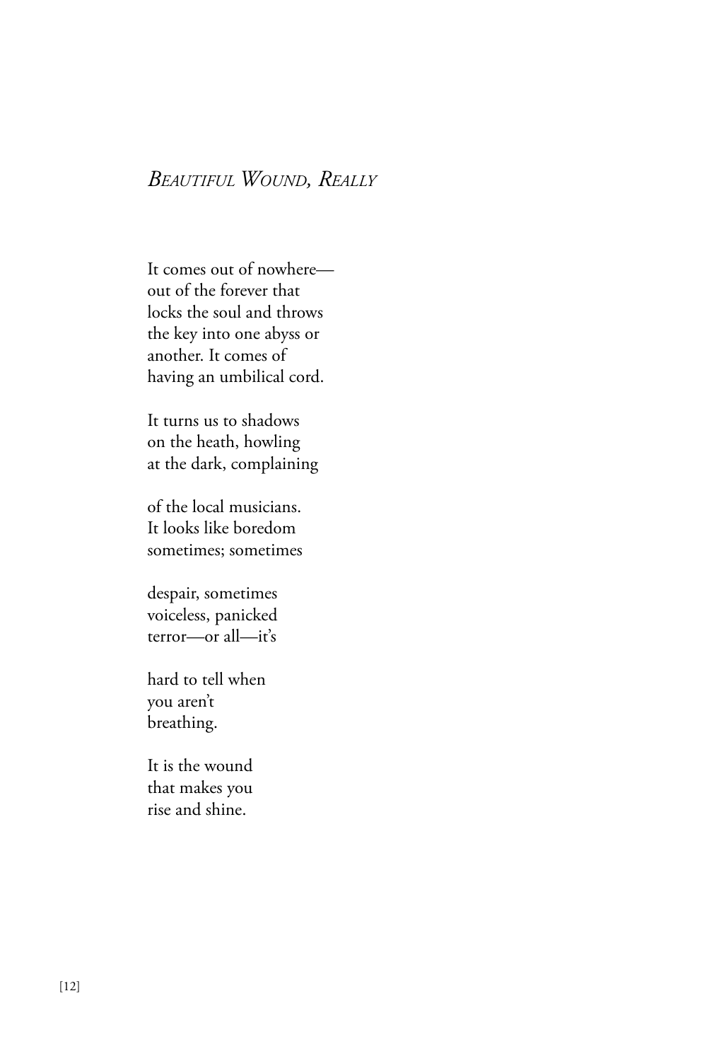## *Beautiful Wound, Really*

It comes out of nowhere—  
out of the forever that  
locks the soul and throws  
the key into one abyss or  
another. It comes of  
having an umbilical cord.

It turns us to shadows  
on the heath, howling  
at the dark, complaining

of the local musicians.  
It looks like boredom  
sometimes; sometimes

despair, sometimes  
voiceless, panicked  
terror—or all—it's

hard to tell when  
you aren't  
breathing.

It is the wound  
that makes you  
rise and shine.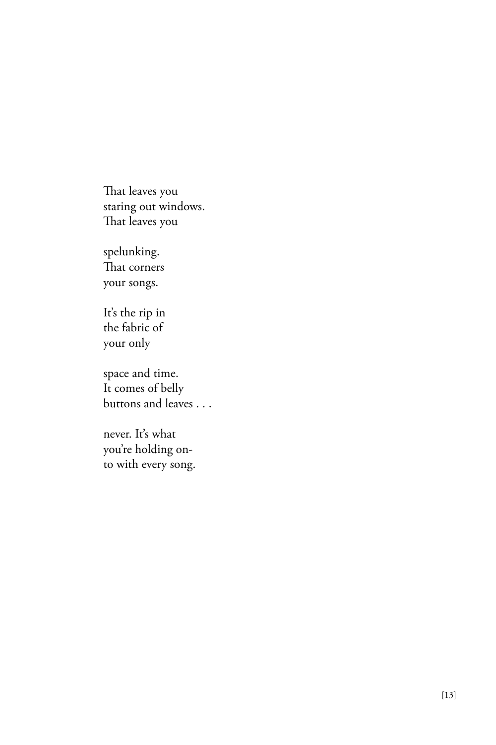That leaves you
staring out windows.
That leaves you

spelunking.
That corners
your songs.

It's the rip in
the fabric of
your only

space and time.
It comes of belly
buttons and leaves . . .

never. It's what
you're holding on-
to with every song.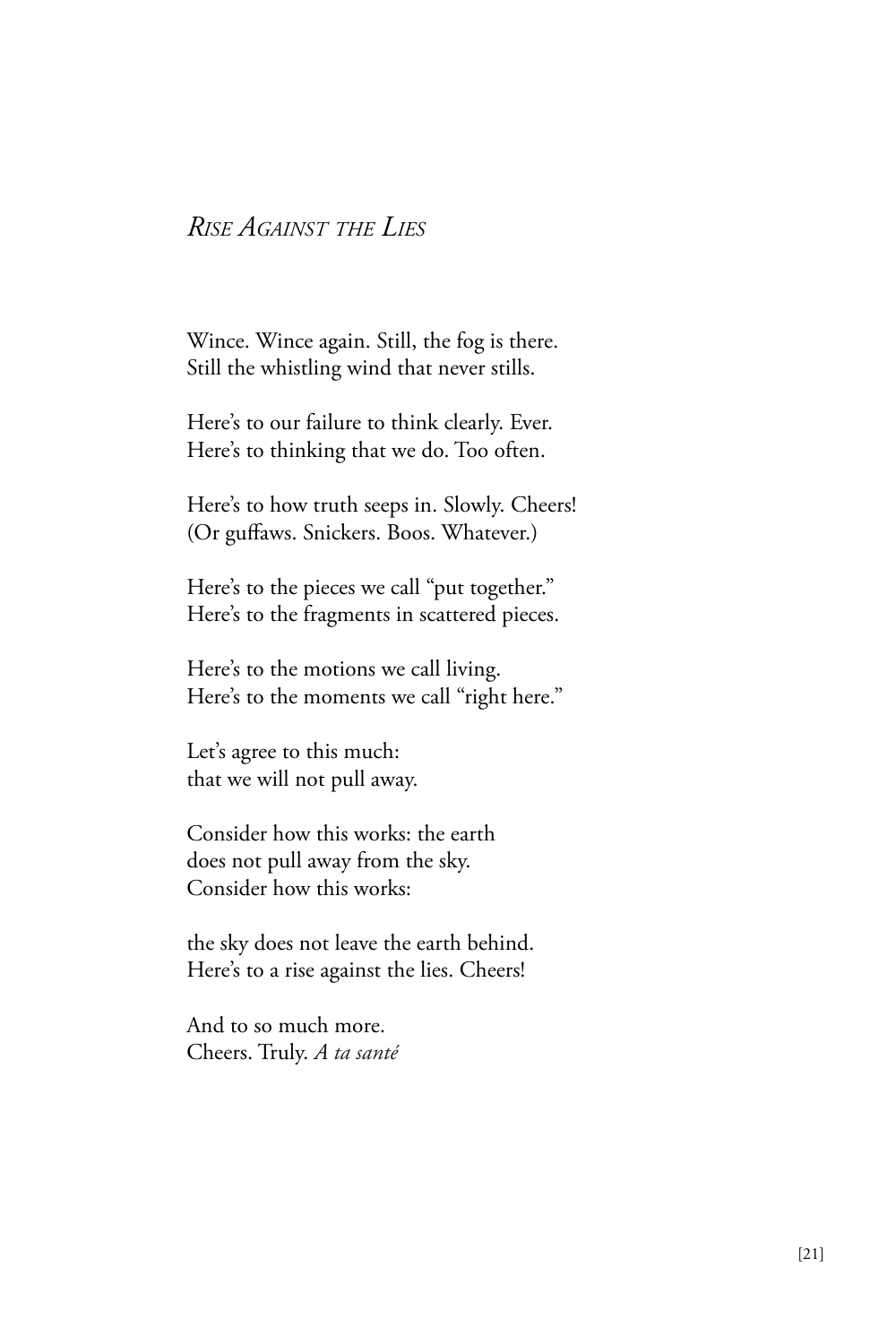## *Rise Against the Lies*

Wince. Wince again. Still, the fog is there.
Still the whistling wind that never stills.

Here's to our failure to think clearly. Ever.
Here's to thinking that we do. Too often.

Here's to how truth seeps in. Slowly. Cheers!
(Or guffaws. Snickers. Boos. Whatever.)

Here's to the pieces we call "put together."
Here's to the fragments in scattered pieces.

Here's to the motions we call living.
Here's to the moments we call "right here."

Let's agree to this much:
that we will not pull away.

Consider how this works: the earth
does not pull away from the sky.
Consider how this works:

the sky does not leave the earth behind.
Here's to a rise against the lies. Cheers!

And to so much more.
Cheers. Truly. *A ta santé*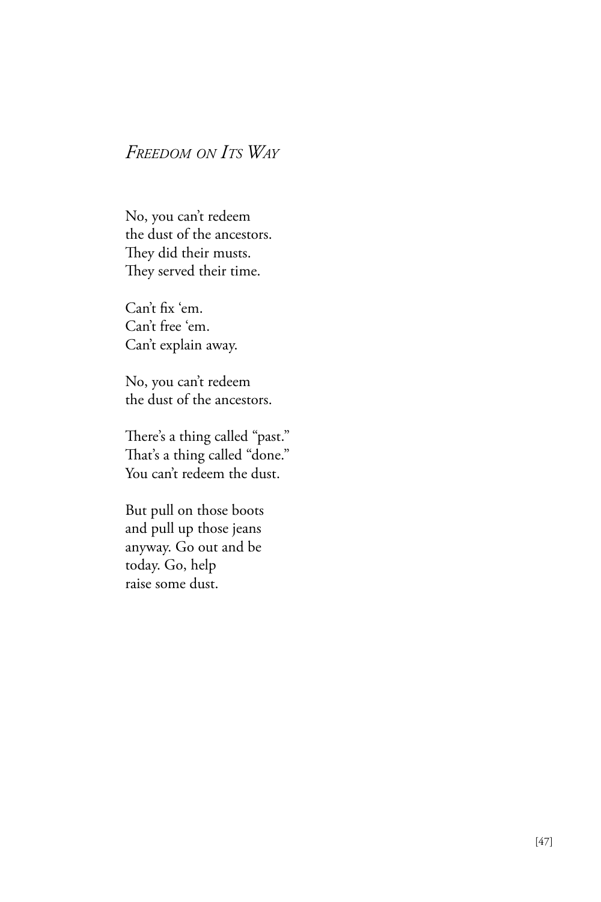## *Freedom on Its Way*

No, you can't redeem  
the dust of the ancestors.  
They did their musts.  
They served their time.

Can't fix 'em.  
Can't free 'em.  
Can't explain away.

No, you can't redeem  
the dust of the ancestors.

There's a thing called "past."  
That's a thing called "done."  
You can't redeem the dust.

But pull on those boots  
and pull up those jeans  
anyway. Go out and be  
today. Go, help  
raise some dust.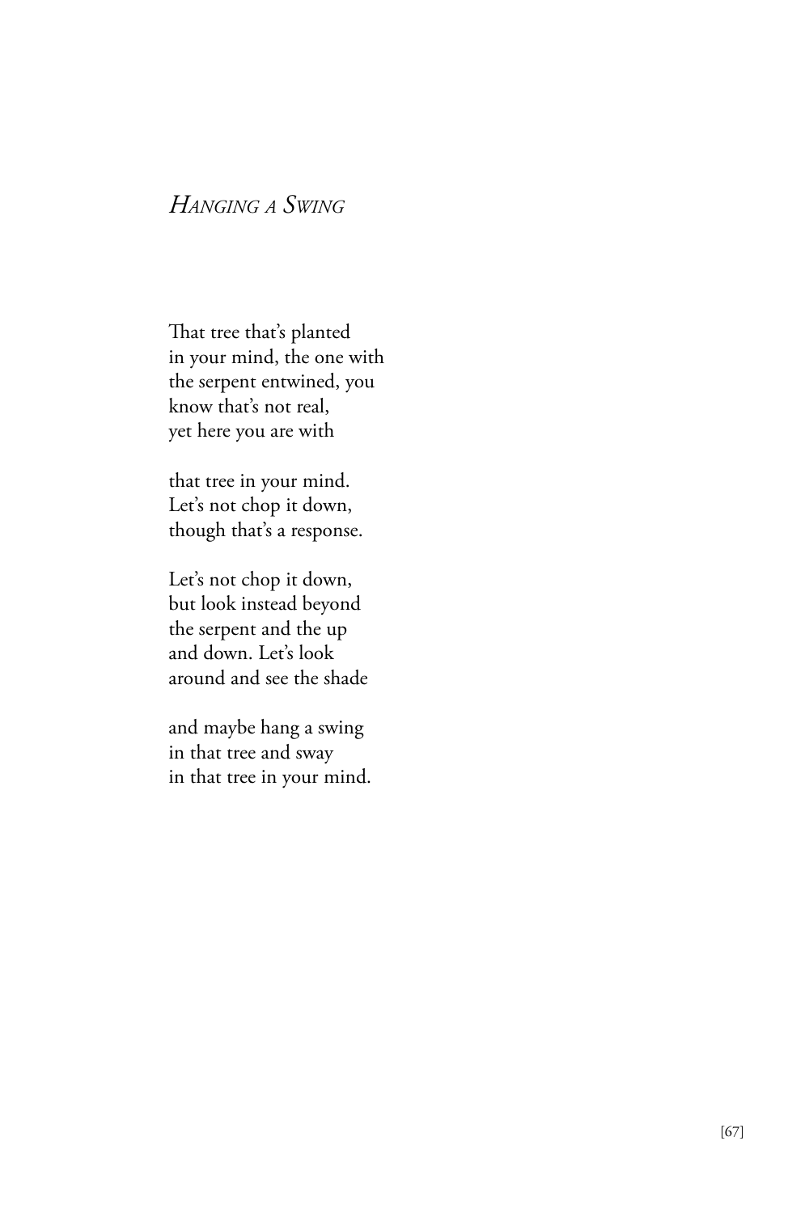## *Hanging a Swing*

That tree that's planted  
in your mind, the one with  
the serpent entwined, you  
know that's not real,  
yet here you are with

that tree in your mind.  
Let's not chop it down,  
though that's a response.

Let's not chop it down,  
but look instead beyond  
the serpent and the up  
and down. Let's look  
around and see the shade

and maybe hang a swing  
in that tree and sway  
in that tree in your mind.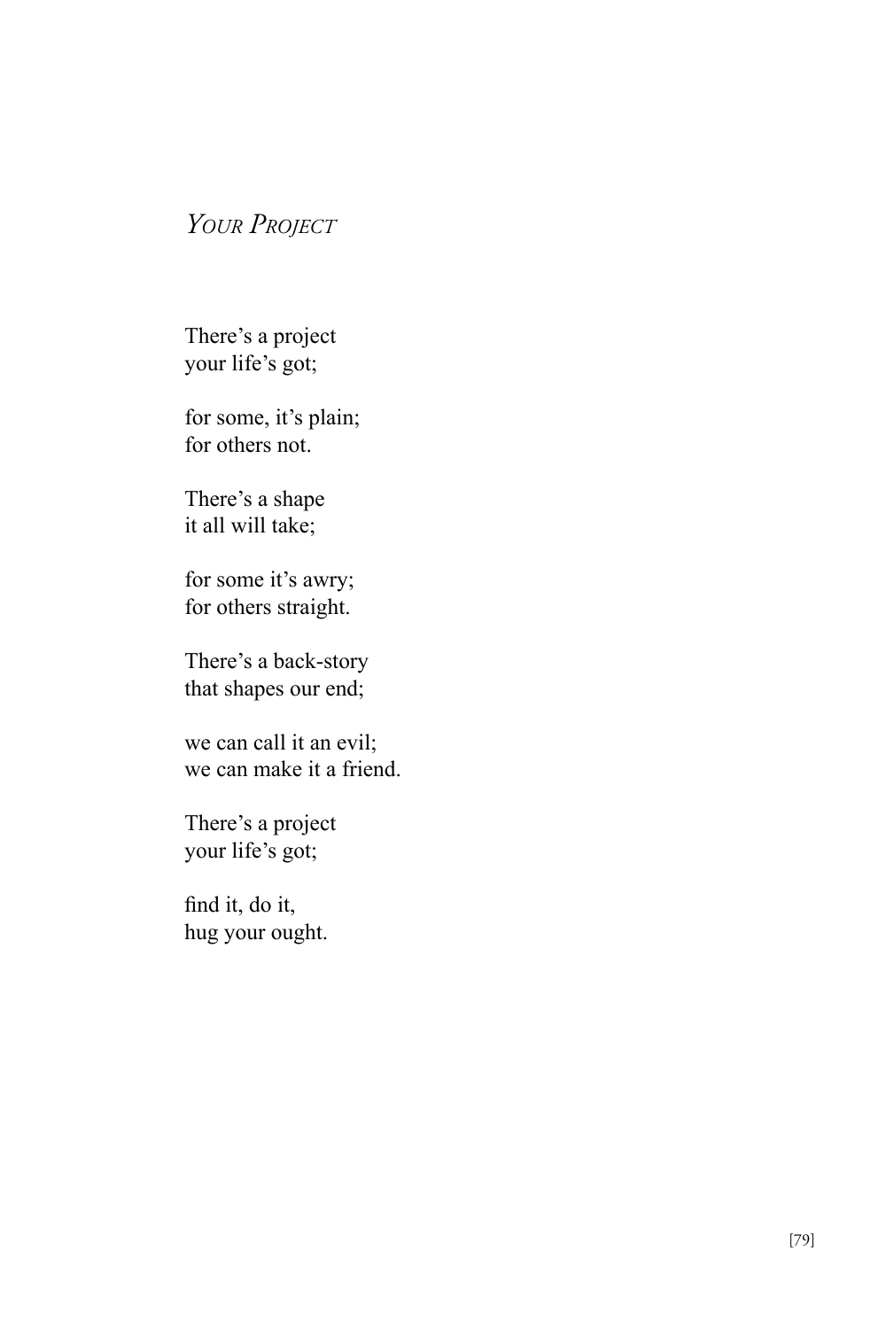## *Your Project*

There's a project  
your life's got;

for some, it's plain;  
for others not.

There's a shape  
it all will take;

for some it's awry;  
for others straight.

There's a back-story  
that shapes our end;

we can call it an evil;  
we can make it a friend.

There's a project  
your life's got;

find it, do it,  
hug your ought.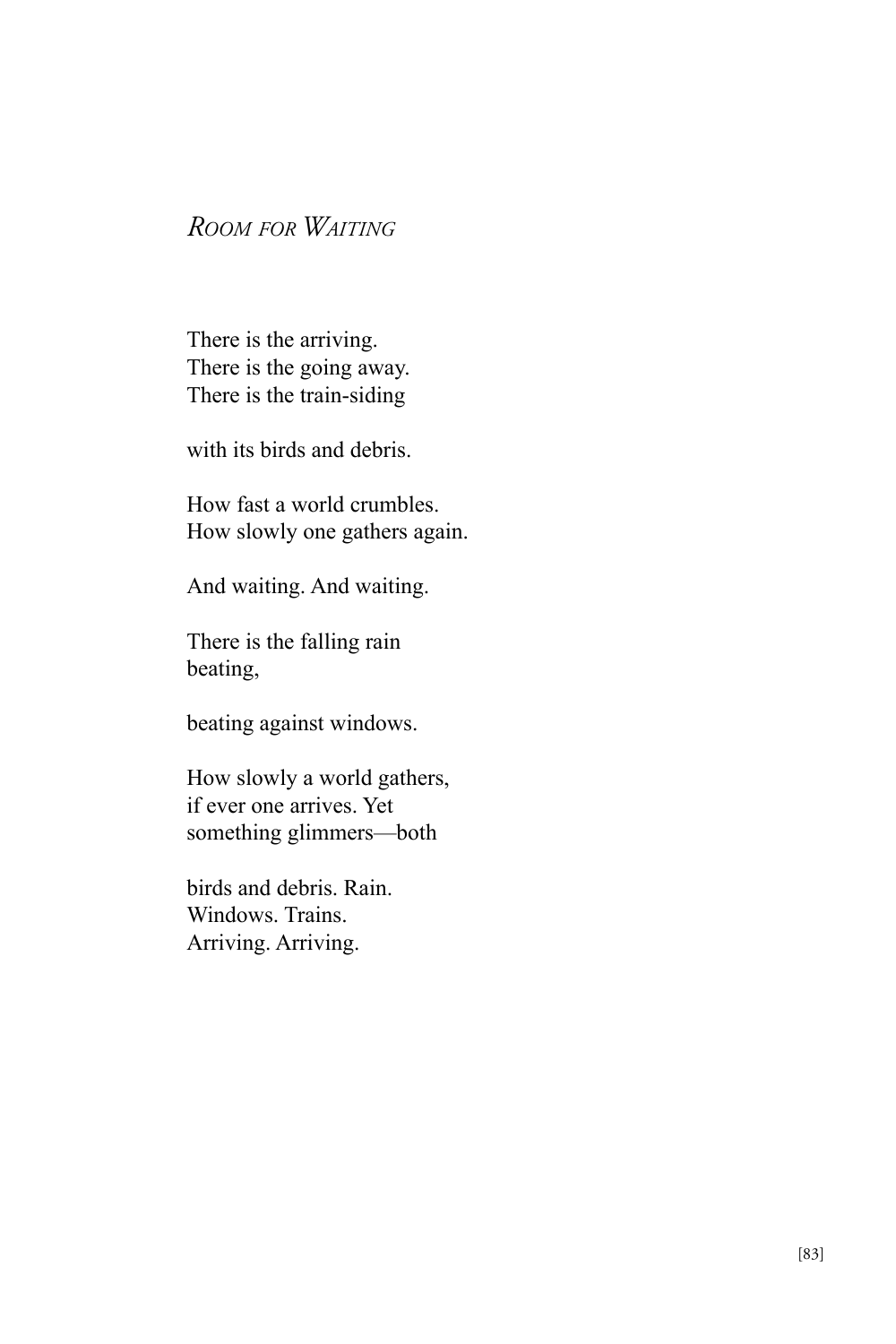## *Room for Waiting*

There is the arriving.  
There is the going away.  
There is the train-siding

with its birds and debris.

How fast a world crumbles.  
How slowly one gathers again.

And waiting. And waiting.

There is the falling rain  
beating,

beating against windows.

How slowly a world gathers,  
if ever one arrives. Yet  
something glimmers—both

birds and debris. Rain.  
Windows. Trains.  
Arriving. Arriving.